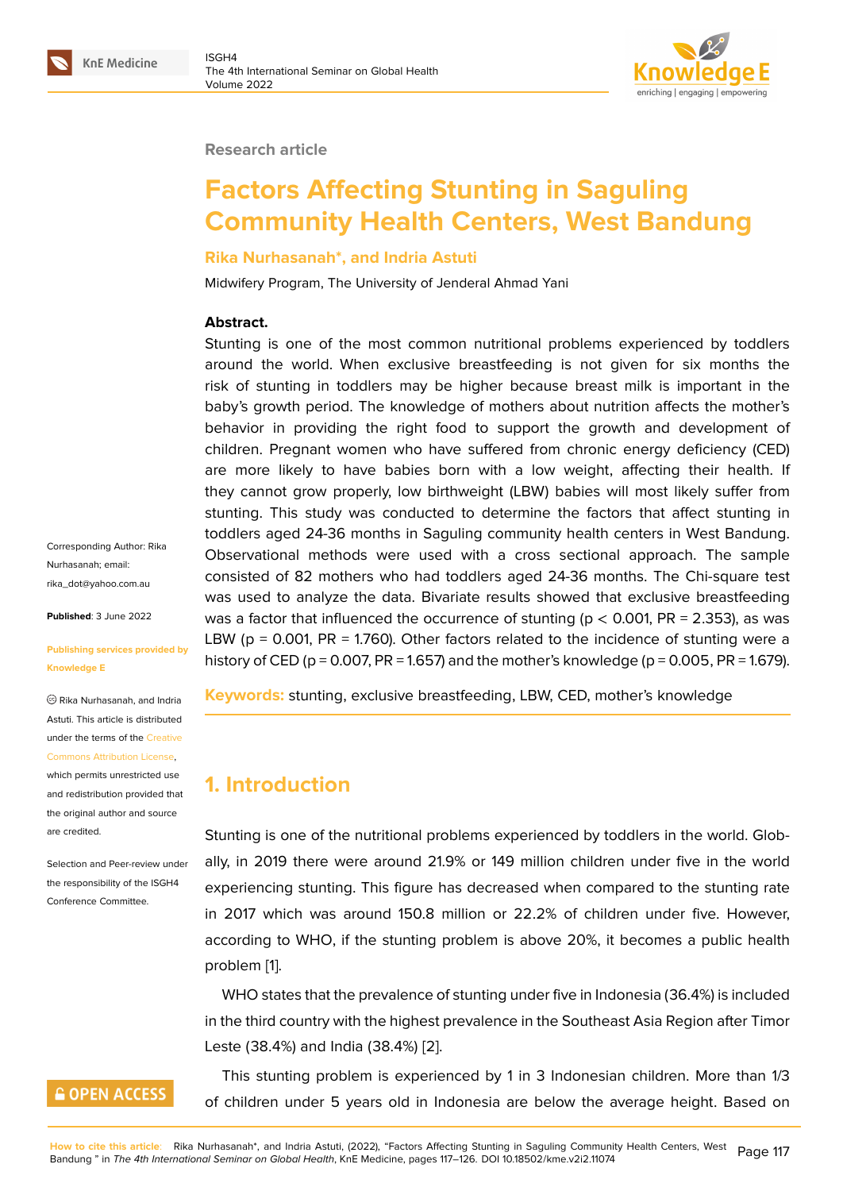Research article

# Factors Affecting Stunting in Saguling Community Health Centers, West Bandung

**Rika Nurhasanah*, and Indria Astuti**

Midwifery Program, The University of Jenderal Ahmad Yani

**Abstract.**
Stunting is one of the most common nutritional problems experienced by toddlers around the world. When exclusive breastfeeding is not given for six months the risk of stunting in toddlers may be higher because breast milk is important in the baby's growth period. The knowledge of mothers about nutrition affects the mother's behavior in providing the right food to support the growth and development of children. Pregnant women who have suffered from chronic energy deficiency (CED) are more likely to have babies born with a low weight, affecting their health. If they cannot grow properly, low birthweight (LBW) babies will most likely suffer from stunting. This study was conducted to determine the factors that affect stunting in toddlers aged 24-36 months in Saguling community health centers in West Bandung. Observational methods were used with a cross sectional approach. The sample consisted of 82 mothers who had toddlers aged 24-36 months. The Chi-square test was used to analyze the data. Bivariate results showed that exclusive breastfeeding was a factor that influenced the occurrence of stunting ($p < 0.001$, PR = 2.353), as was LBW ($p = 0.001$, PR = 1.760). Other factors related to the incidence of stunting were a history of CED ($p = 0.007$, PR = 1.657) and the mother's knowledge ($p = 0.005$, PR = 1.679).

**Keywords:** stunting, exclusive breastfeeding, LBW, CED, mother's knowledge

Corresponding Author: Rika Nurhasanah; email: rika_dot@yahoo.com.au

**Published**: 3 June 2022

**Publishing services provided by Knowledge E**

© Rika Nurhasanah, and Indria Astuti. This article is distributed under the terms of the Creative Commons Attribution License, which permits unrestricted use and redistribution provided that the original author and source are credited.

Selection and Peer-review under the responsibility of the ISGH4 Conference Committee.

## 1. Introduction

Stunting is one of the nutritional problems experienced by toddlers in the world. Globally, in 2019 there were around 21.9% or 149 million children under five in the world experiencing stunting. This figure has decreased when compared to the stunting rate in 2017 which was around 150.8 million or 22.2% of children under five. However, according to WHO, if the stunting problem is above 20%, it becomes a public health problem [1].

WHO states that the prevalence of stunting under five in Indonesia (36.4%) is included in the third country with the highest prevalence in the Southeast Asia Region after Timor Leste (38.4%) and India (38.4%) [2].

This stunting problem is experienced by 1 in 3 Indonesian children. More than 1/3 of children under 5 years old in Indonesia are below the average height. Based on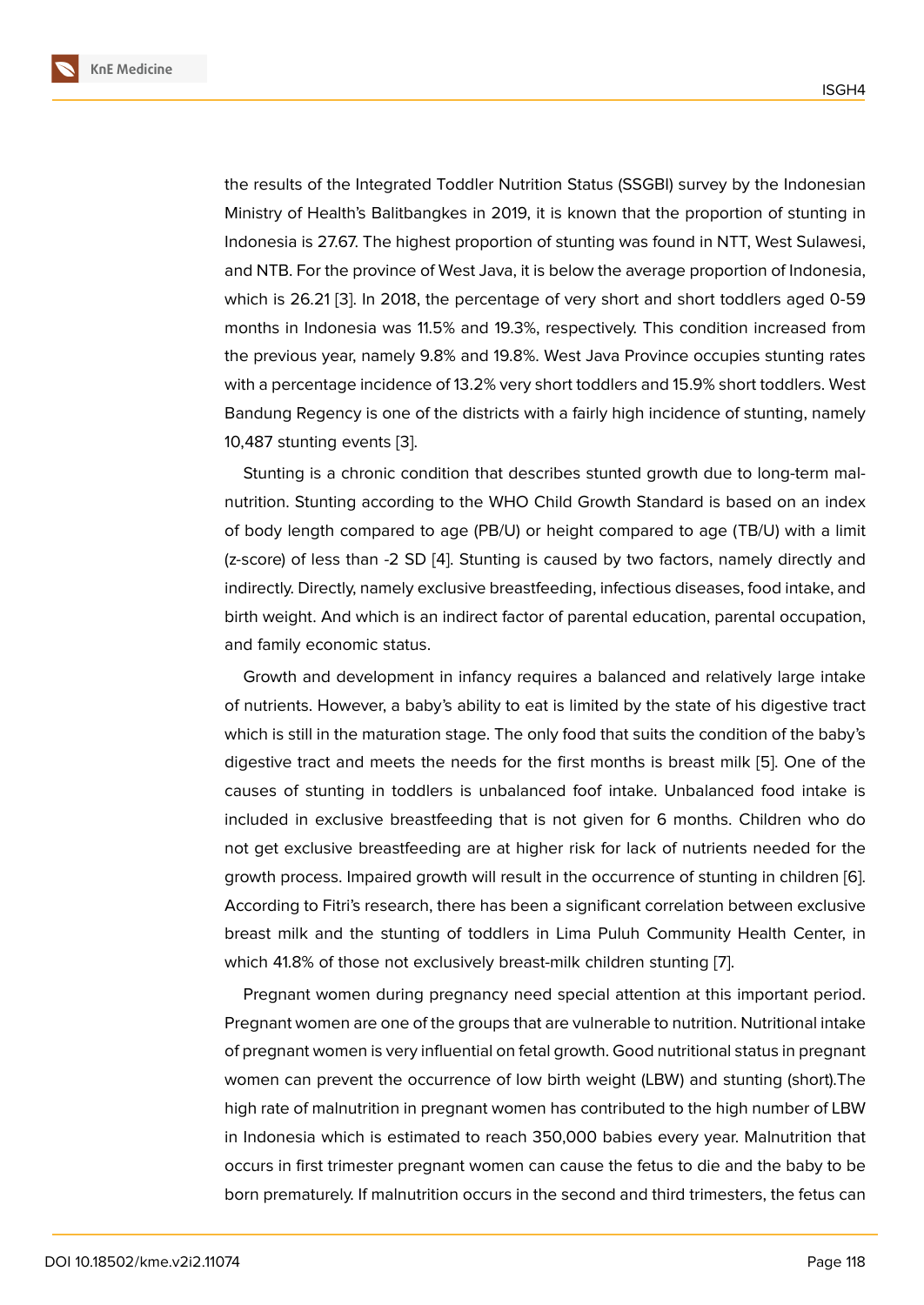the results of the Integrated Toddler Nutrition Status (SSGBI) survey by the Indonesian Ministry of Health's Balitbangkes in 2019, it is known that the proportion of stunting in Indonesia is 27.67. The highest proportion of stunting was found in NTT, West Sulawesi, and NTB. For the province of West Java, it is below the average proportion of Indonesia, which is 26.21 [3]. In 2018, the percentage of very short and short toddlers aged 0-59 months in Indonesia was 11.5% and 19.3%, respectively. This condition increased from the previous year, namely 9.8% and 19.8%. West Java Province occupies stunting rates with a percentage incidence of 13.2% very short toddlers and 15.9% short toddlers. West Bandung Regency is one of the districts with a fairly high incidence of stunting, namely 10,487 stunting events [3].

Stunting is a chronic condition that describes stunted growth due to long-term malnutrition. Stunting according to the WHO Child Growth Standard is based on an index of body length compared to age (PB/U) or height compared to age (TB/U) with a limit (z-score) of less than -2 SD [4]. Stunting is caused by two factors, namely directly and indirectly. Directly, namely exclusive breastfeeding, infectious diseases, food intake, and birth weight. And which is an indirect factor of parental education, parental occupation, and family economic status.

Growth and development in infancy requires a balanced and relatively large intake of nutrients. However, a baby's ability to eat is limited by the state of his digestive tract which is still in the maturation stage. The only food that suits the condition of the baby's digestive tract and meets the needs for the first months is breast milk [5]. One of the causes of stunting in toddlers is unbalanced foof intake. Unbalanced food intake is included in exclusive breastfeeding that is not given for 6 months. Children who do not get exclusive breastfeeding are at higher risk for lack of nutrients needed for the growth process. Impaired growth will result in the occurrence of stunting in children [6]. According to Fitri's research, there has been a significant correlation between exclusive breast milk and the stunting of toddlers in Lima Puluh Community Health Center, in which 41.8% of those not exclusively breast-milk children stunting [7].

Pregnant women during pregnancy need special attention at this important period. Pregnant women are one of the groups that are vulnerable to nutrition. Nutritional intake of pregnant women is very influential on fetal growth. Good nutritional status in pregnant women can prevent the occurrence of low birth weight (LBW) and stunting (short).The high rate of malnutrition in pregnant women has contributed to the high number of LBW in Indonesia which is estimated to reach 350,000 babies every year. Malnutrition that occurs in first trimester pregnant women can cause the fetus to die and the baby to be born prematurely. If malnutrition occurs in the second and third trimesters, the fetus can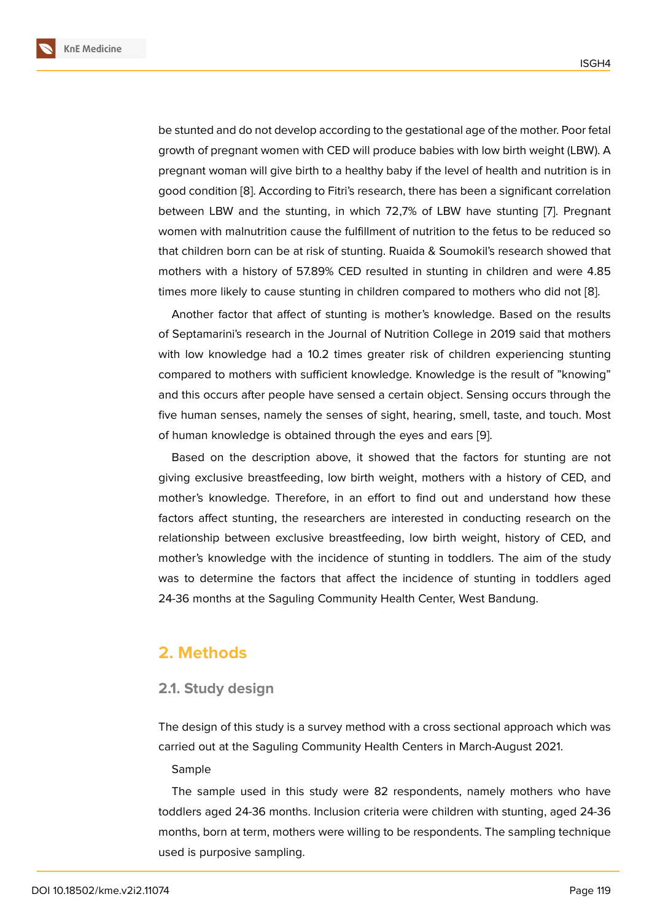be stunted and do not develop according to the gestational age of the mother. Poor fetal growth of pregnant women with CED will produce babies with low birth weight (LBW). A pregnant woman will give birth to a healthy baby if the level of health and nutrition is in good condition [8]. According to Fitri's research, there has been a significant correlation between LBW and the stunting, in which 72,7% of LBW have stunting [7]. Pregnant women with malnutrition cause the fulfillment of nutrition to the fetus to be reduced so that children born can be at risk of stunting. Ruaida & Soumokil's research showed that mothers with a history of 57.89% CED resulted in stunting in children and were 4.85 times more likely to cause stunting in children compared to mothers who did not [8].

Another factor that affect of stunting is mother's knowledge. Based on the results of Septamarini's research in the Journal of Nutrition College in 2019 said that mothers with low knowledge had a 10.2 times greater risk of children experiencing stunting compared to mothers with sufficient knowledge. Knowledge is the result of "knowing" and this occurs after people have sensed a certain object. Sensing occurs through the five human senses, namely the senses of sight, hearing, smell, taste, and touch. Most of human knowledge is obtained through the eyes and ears [9].

Based on the description above, it showed that the factors for stunting are not giving exclusive breastfeeding, low birth weight, mothers with a history of CED, and mother's knowledge. Therefore, in an effort to find out and understand how these factors affect stunting, the researchers are interested in conducting research on the relationship between exclusive breastfeeding, low birth weight, history of CED, and mother's knowledge with the incidence of stunting in toddlers. The aim of the study was to determine the factors that affect the incidence of stunting in toddlers aged 24-36 months at the Saguling Community Health Center, West Bandung.

## 2. Methods

### 2.1. Study design

The design of this study is a survey method with a cross sectional approach which was carried out at the Saguling Community Health Centers in March-August 2021.

Sample

The sample used in this study were 82 respondents, namely mothers who have toddlers aged 24-36 months. Inclusion criteria were children with stunting, aged 24-36 months, born at term, mothers were willing to be respondents. The sampling technique used is purposive sampling.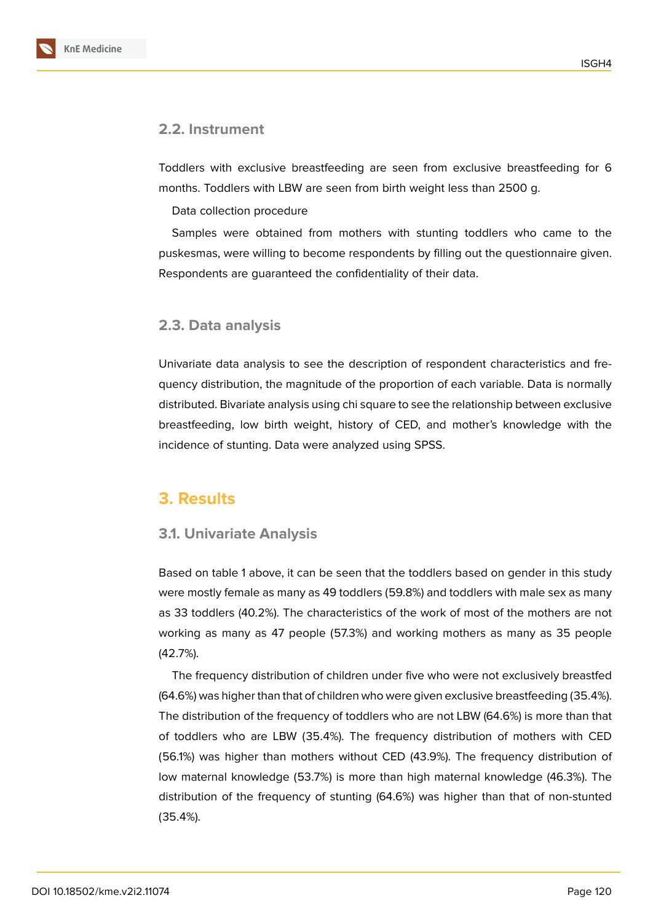### 2.2. Instrument

Toddlers with exclusive breastfeeding are seen from exclusive breastfeeding for 6 months. Toddlers with LBW are seen from birth weight less than 2500 g.

Data collection procedure

Samples were obtained from mothers with stunting toddlers who came to the puskesmas, were willing to become respondents by filling out the questionnaire given. Respondents are guaranteed the confidentiality of their data.

### 2.3. Data analysis

Univariate data analysis to see the description of respondent characteristics and frequency distribution, the magnitude of the proportion of each variable. Data is normally distributed. Bivariate analysis using chi square to see the relationship between exclusive breastfeeding, low birth weight, history of CED, and mother's knowledge with the incidence of stunting. Data were analyzed using SPSS.

## 3. Results

### 3.1. Univariate Analysis

Based on table 1 above, it can be seen that the toddlers based on gender in this study were mostly female as many as 49 toddlers (59.8%) and toddlers with male sex as many as 33 toddlers (40.2%). The characteristics of the work of most of the mothers are not working as many as 47 people (57.3%) and working mothers as many as 35 people (42.7%).

The frequency distribution of children under five who were not exclusively breastfed (64.6%) was higher than that of children who were given exclusive breastfeeding (35.4%). The distribution of the frequency of toddlers who are not LBW (64.6%) is more than that of toddlers who are LBW (35.4%). The frequency distribution of mothers with CED (56.1%) was higher than mothers without CED (43.9%). The frequency distribution of low maternal knowledge (53.7%) is more than high maternal knowledge (46.3%). The distribution of the frequency of stunting (64.6%) was higher than that of non-stunted (35.4%).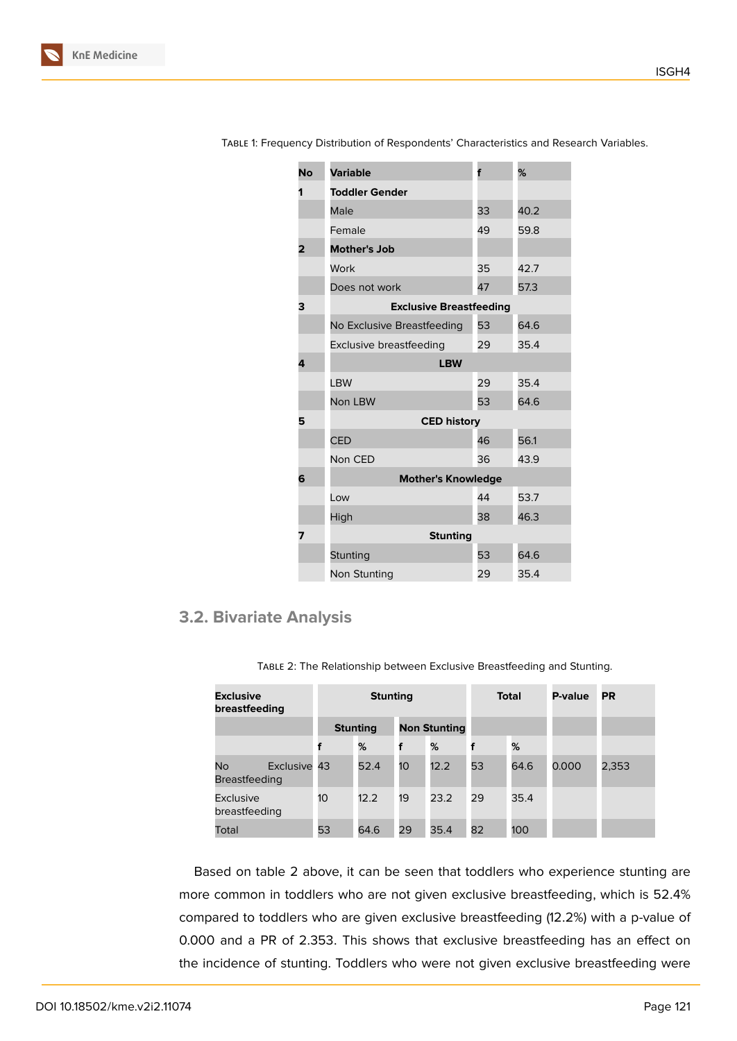Table 1: Frequency Distribution of Respondents' Characteristics and Research Variables.

| No | Variable | f | % |
|---|---|---|---|
| 1 | **Toddler Gender** | | |
| | Male | 33 | 40.2 |
| | Female | 49 | 59.8 |
| 2 | **Mother's Job** | | |
| | Work | 35 | 42.7 |
| | Does not work | 47 | 57.3 |
| 3 | **Exclusive Breastfeeding** | | |
| | No Exclusive Breastfeeding | 53 | 64.6 |
| | Exclusive breastfeeding | 29 | 35.4 |
| 4 | **LBW** | | |
| | LBW | 29 | 35.4 |
| | Non LBW | 53 | 64.6 |
| 5 | **CED history** | | |
| | CED | 46 | 56.1 |
| | Non CED | 36 | 43.9 |
| 6 | **Mother's Knowledge** | | |
| | Low | 44 | 53.7 |
| | High | 38 | 46.3 |
| 7 | **Stunting** | | |
| | Stunting | 53 | 64.6 |
| | Non Stunting | 29 | 35.4 |

## 3.2. Bivariate Analysis

Table 2: The Relationship between Exclusive Breastfeeding and Stunting.

| Exclusive breastfeeding | Stunting | | | | Total | | P-value | PR |
|---|---|---|---|---|---|---|---|---|
| | Stunting | | Non Stunting | | | | | |
| | f | % | f | % | f | % | | |
| No Exclusive Breastfeeding | 43 | 52.4 | 10 | 12.2 | 53 | 64.6 | 0.000 | 2,353 |
| Exclusive breastfeeding | 10 | 12.2 | 19 | 23.2 | 29 | 35.4 | | |
| Total | 53 | 64.6 | 29 | 35.4 | 82 | 100 | | |

Based on table 2 above, it can be seen that toddlers who experience stunting are more common in toddlers who are not given exclusive breastfeeding, which is 52.4% compared to toddlers who are given exclusive breastfeeding (12.2%) with a p-value of 0.000 and a PR of 2.353. This shows that exclusive breastfeeding has an effect on the incidence of stunting. Toddlers who were not given exclusive breastfeeding were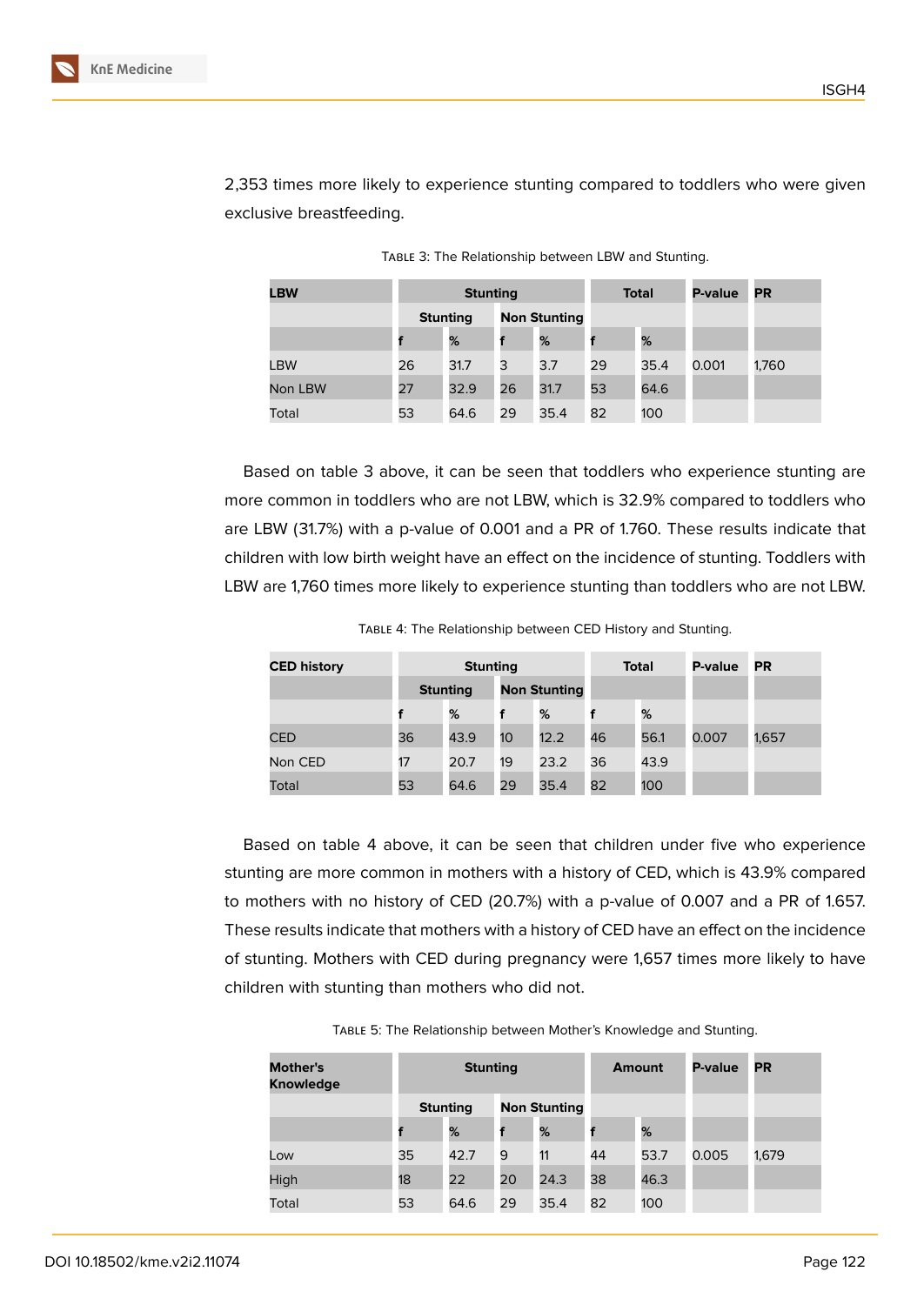2,353 times more likely to experience stunting compared to toddlers who were given exclusive breastfeeding.

Table 3: The Relationship between LBW and Stunting.

| LBW | Stunting | | | | Total | | P-value | PR |
|---|---|---|---|---|---|---|---|---|
| | Stunting | | Non Stunting | | | | | |
| | f | % | f | % | f | % | | |
| LBW | 26 | 31.7 | 3 | 3.7 | 29 | 35.4 | 0.001 | 1,760 |
| Non LBW | 27 | 32.9 | 26 | 31.7 | 53 | 64.6 | | |
| Total | 53 | 64.6 | 29 | 35.4 | 82 | 100 | | |

Based on table 3 above, it can be seen that toddlers who experience stunting are more common in toddlers who are not LBW, which is 32.9% compared to toddlers who are LBW (31.7%) with a p-value of 0.001 and a PR of 1.760. These results indicate that children with low birth weight have an effect on the incidence of stunting. Toddlers with LBW are 1,760 times more likely to experience stunting than toddlers who are not LBW.

Table 4: The Relationship between CED History and Stunting.

| CED history | Stunting | | | | Total | | P-value | PR |
|---|---|---|---|---|---|---|---|---|
| | Stunting | | Non Stunting | | | | | |
| | f | % | f | % | f | % | | |
| CED | 36 | 43.9 | 10 | 12.2 | 46 | 56.1 | 0.007 | 1,657 |
| Non CED | 17 | 20.7 | 19 | 23.2 | 36 | 43.9 | | |
| Total | 53 | 64.6 | 29 | 35.4 | 82 | 100 | | |

Based on table 4 above, it can be seen that children under five who experience stunting are more common in mothers with a history of CED, which is 43.9% compared to mothers with no history of CED (20.7%) with a p-value of 0.007 and a PR of 1.657. These results indicate that mothers with a history of CED have an effect on the incidence of stunting. Mothers with CED during pregnancy were 1,657 times more likely to have children with stunting than mothers who did not.

Table 5: The Relationship between Mother's Knowledge and Stunting.

| Mother's Knowledge | Stunting | | | | Amount | | P-value | PR |
|---|---|---|---|---|---|---|---|---|
| | Stunting | | Non Stunting | | | | | |
| | f | % | f | % | f | % | | |
| Low | 35 | 42.7 | 9 | 11 | 44 | 53.7 | 0.005 | 1,679 |
| High | 18 | 22 | 20 | 24.3 | 38 | 46.3 | | |
| Total | 53 | 64.6 | 29 | 35.4 | 82 | 100 | | |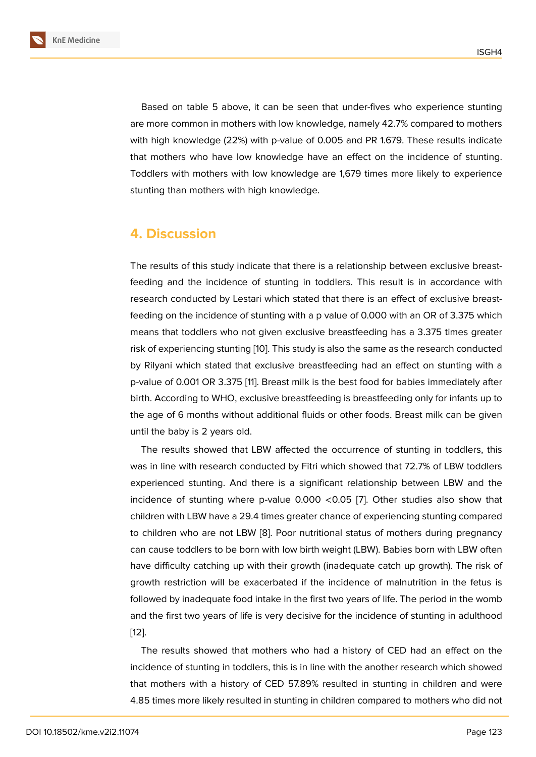Based on table 5 above, it can be seen that under-fives who experience stunting are more common in mothers with low knowledge, namely 42.7% compared to mothers with high knowledge (22%) with p-value of 0.005 and PR 1.679. These results indicate that mothers who have low knowledge have an effect on the incidence of stunting. Toddlers with mothers with low knowledge are 1,679 times more likely to experience stunting than mothers with high knowledge.

## 4. Discussion

The results of this study indicate that there is a relationship between exclusive breastfeeding and the incidence of stunting in toddlers. This result is in accordance with research conducted by Lestari which stated that there is an effect of exclusive breastfeeding on the incidence of stunting with a p value of 0.000 with an OR of 3.375 which means that toddlers who not given exclusive breastfeeding has a 3.375 times greater risk of experiencing stunting [10]. This study is also the same as the research conducted by Rilyani which stated that exclusive breastfeeding had an effect on stunting with a p-value of 0.001 OR 3.375 [11]. Breast milk is the best food for babies immediately after birth. According to WHO, exclusive breastfeeding is breastfeeding only for infants up to the age of 6 months without additional fluids or other foods. Breast milk can be given until the baby is 2 years old.

The results showed that LBW affected the occurrence of stunting in toddlers, this was in line with research conducted by Fitri which showed that 72.7% of LBW toddlers experienced stunting. And there is a significant relationship between LBW and the incidence of stunting where p-value 0.000 <0.05 [7]. Other studies also show that children with LBW have a 29.4 times greater chance of experiencing stunting compared to children who are not LBW [8]. Poor nutritional status of mothers during pregnancy can cause toddlers to be born with low birth weight (LBW). Babies born with LBW often have difficulty catching up with their growth (inadequate catch up growth). The risk of growth restriction will be exacerbated if the incidence of malnutrition in the fetus is followed by inadequate food intake in the first two years of life. The period in the womb and the first two years of life is very decisive for the incidence of stunting in adulthood [12].

The results showed that mothers who had a history of CED had an effect on the incidence of stunting in toddlers, this is in line with the another research which showed that mothers with a history of CED 57.89% resulted in stunting in children and were 4.85 times more likely resulted in stunting in children compared to mothers who did not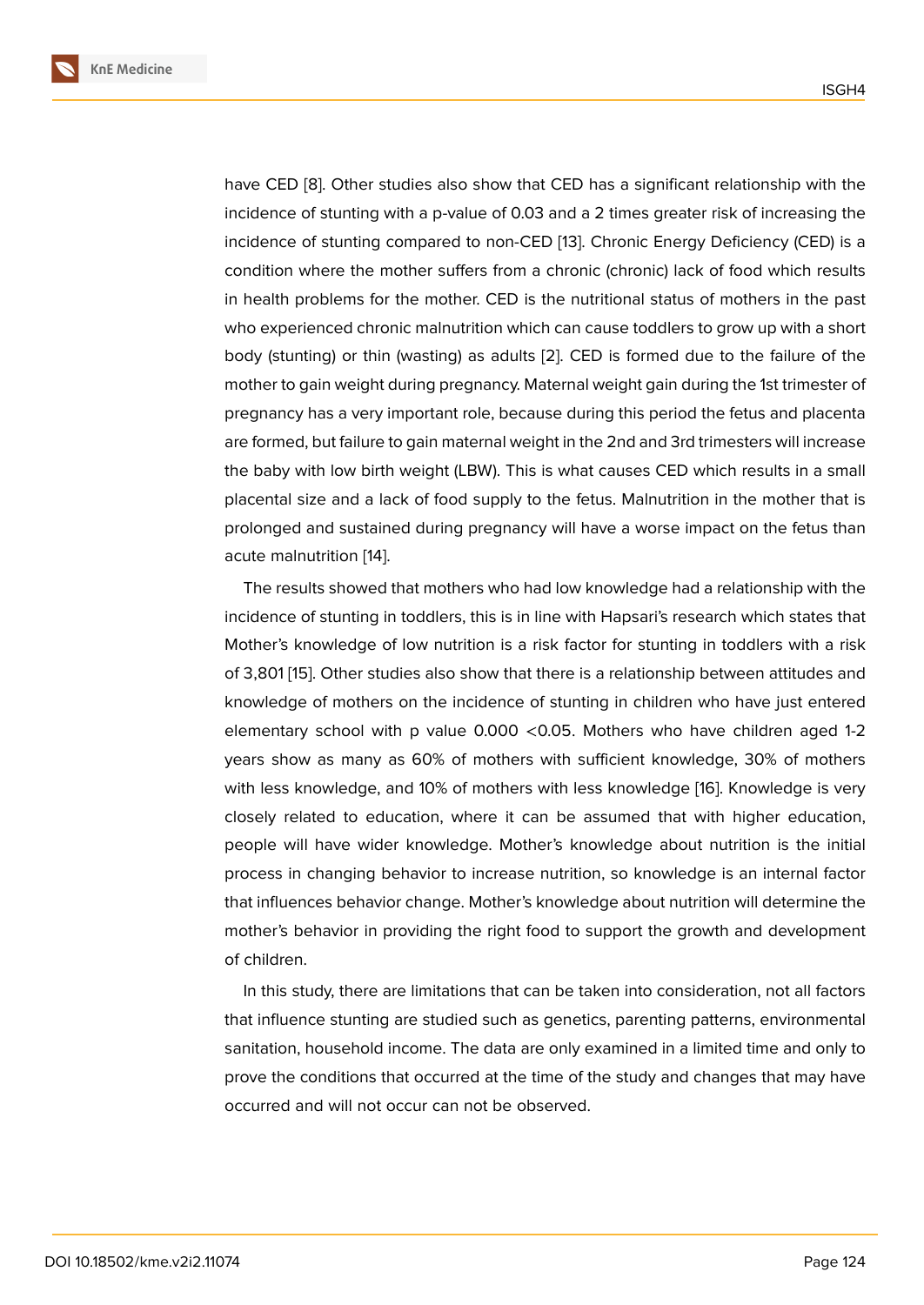have CED [8]. Other studies also show that CED has a significant relationship with the incidence of stunting with a p-value of 0.03 and a 2 times greater risk of increasing the incidence of stunting compared to non-CED [13]. Chronic Energy Deficiency (CED) is a condition where the mother suffers from a chronic (chronic) lack of food which results in health problems for the mother. CED is the nutritional status of mothers in the past who experienced chronic malnutrition which can cause toddlers to grow up with a short body (stunting) or thin (wasting) as adults [2]. CED is formed due to the failure of the mother to gain weight during pregnancy. Maternal weight gain during the 1st trimester of pregnancy has a very important role, because during this period the fetus and placenta are formed, but failure to gain maternal weight in the 2nd and 3rd trimesters will increase the baby with low birth weight (LBW). This is what causes CED which results in a small placental size and a lack of food supply to the fetus. Malnutrition in the mother that is prolonged and sustained during pregnancy will have a worse impact on the fetus than acute malnutrition [14].

The results showed that mothers who had low knowledge had a relationship with the incidence of stunting in toddlers, this is in line with Hapsari's research which states that Mother's knowledge of low nutrition is a risk factor for stunting in toddlers with a risk of 3,801 [15]. Other studies also show that there is a relationship between attitudes and knowledge of mothers on the incidence of stunting in children who have just entered elementary school with p value 0.000 <0.05. Mothers who have children aged 1-2 years show as many as 60% of mothers with sufficient knowledge, 30% of mothers with less knowledge, and 10% of mothers with less knowledge [16]. Knowledge is very closely related to education, where it can be assumed that with higher education, people will have wider knowledge. Mother's knowledge about nutrition is the initial process in changing behavior to increase nutrition, so knowledge is an internal factor that influences behavior change. Mother's knowledge about nutrition will determine the mother's behavior in providing the right food to support the growth and development of children.

In this study, there are limitations that can be taken into consideration, not all factors that influence stunting are studied such as genetics, parenting patterns, environmental sanitation, household income. The data are only examined in a limited time and only to prove the conditions that occurred at the time of the study and changes that may have occurred and will not occur can not be observed.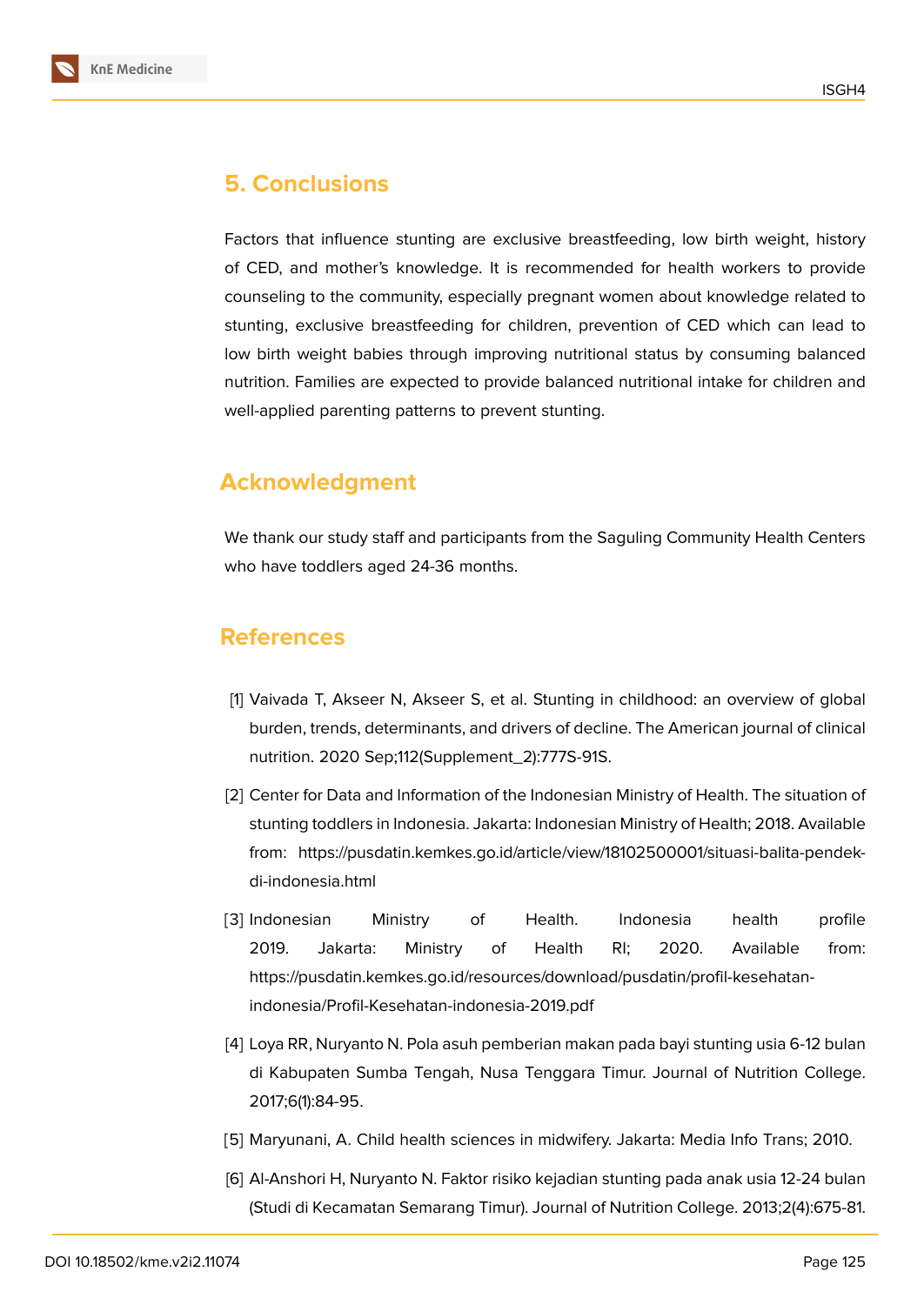## 5. Conclusions

Factors that influence stunting are exclusive breastfeeding, low birth weight, history of CED, and mother's knowledge. It is recommended for health workers to provide counseling to the community, especially pregnant women about knowledge related to stunting, exclusive breastfeeding for children, prevention of CED which can lead to low birth weight babies through improving nutritional status by consuming balanced nutrition. Families are expected to provide balanced nutritional intake for children and well-applied parenting patterns to prevent stunting.

## Acknowledgment

We thank our study staff and participants from the Saguling Community Health Centers who have toddlers aged 24-36 months.

## References

[1] Vaivada T, Akseer N, Akseer S, et al. Stunting in childhood: an overview of global burden, trends, determinants, and drivers of decline. The American journal of clinical nutrition. 2020 Sep;112(Supplement_2):777S-91S.

[2] Center for Data and Information of the Indonesian Ministry of Health. The situation of stunting toddlers in Indonesia. Jakarta: Indonesian Ministry of Health; 2018. Available from: https://pusdatin.kemkes.go.id/article/view/18102500001/situasi-balita-pendek-di-indonesia.html

[3] Indonesian Ministry of Health. Indonesia health profile 2019. Jakarta: Ministry of Health RI; 2020. Available from: https://pusdatin.kemkes.go.id/resources/download/pusdatin/profil-kesehatan-indonesia/Profil-Kesehatan-indonesia-2019.pdf

[4] Loya RR, Nuryanto N. Pola asuh pemberian makan pada bayi stunting usia 6-12 bulan di Kabupaten Sumba Tengah, Nusa Tenggara Timur. Journal of Nutrition College. 2017;6(1):84-95.

[5] Maryunani, A. Child health sciences in midwifery. Jakarta: Media Info Trans; 2010.

[6] Al-Anshori H, Nuryanto N. Faktor risiko kejadian stunting pada anak usia 12-24 bulan (Studi di Kecamatan Semarang Timur). Journal of Nutrition College. 2013;2(4):675-81.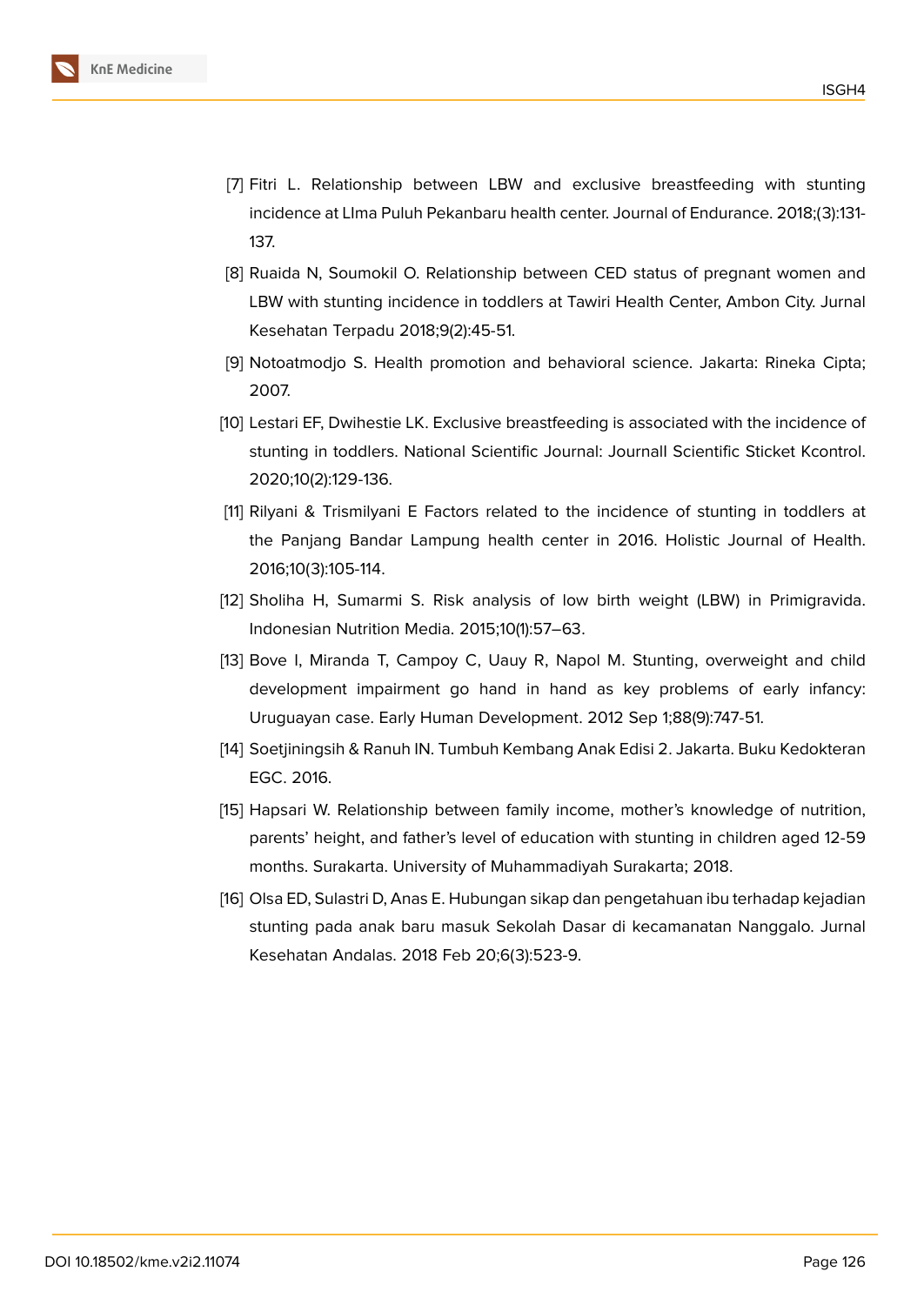[7] Fitri L. Relationship between LBW and exclusive breastfeeding with stunting incidence at LIma Puluh Pekanbaru health center. Journal of Endurance. 2018;(3):131-137.

[8] Ruaida N, Soumokil O. Relationship between CED status of pregnant women and LBW with stunting incidence in toddlers at Tawiri Health Center, Ambon City. Jurnal Kesehatan Terpadu 2018;9(2):45-51.

[9] Notoatmodjo S. Health promotion and behavioral science. Jakarta: Rineka Cipta; 2007.

[10] Lestari EF, Dwihestie LK. Exclusive breastfeeding is associated with the incidence of stunting in toddlers. National Scientific Journal: Journall Scientific Sticket Kcontrol. 2020;10(2):129-136.

[11] Rilyani & Trismilyani E Factors related to the incidence of stunting in toddlers at the Panjang Bandar Lampung health center in 2016. Holistic Journal of Health. 2016;10(3):105-114.

[12] Sholiha H, Sumarmi S. Risk analysis of low birth weight (LBW) in Primigravida. Indonesian Nutrition Media. 2015;10(1):57–63.

[13] Bove I, Miranda T, Campoy C, Uauy R, Napol M. Stunting, overweight and child development impairment go hand in hand as key problems of early infancy: Uruguayan case. Early Human Development. 2012 Sep 1;88(9):747-51.

[14] Soetjiningsih & Ranuh IN. Tumbuh Kembang Anak Edisi 2. Jakarta. Buku Kedokteran EGC. 2016.

[15] Hapsari W. Relationship between family income, mother's knowledge of nutrition, parents' height, and father's level of education with stunting in children aged 12-59 months. Surakarta. University of Muhammadiyah Surakarta; 2018.

[16] Olsa ED, Sulastri D, Anas E. Hubungan sikap dan pengetahuan ibu terhadap kejadian stunting pada anak baru masuk Sekolah Dasar di kecamanatan Nanggalo. Jurnal Kesehatan Andalas. 2018 Feb 20;6(3):523-9.